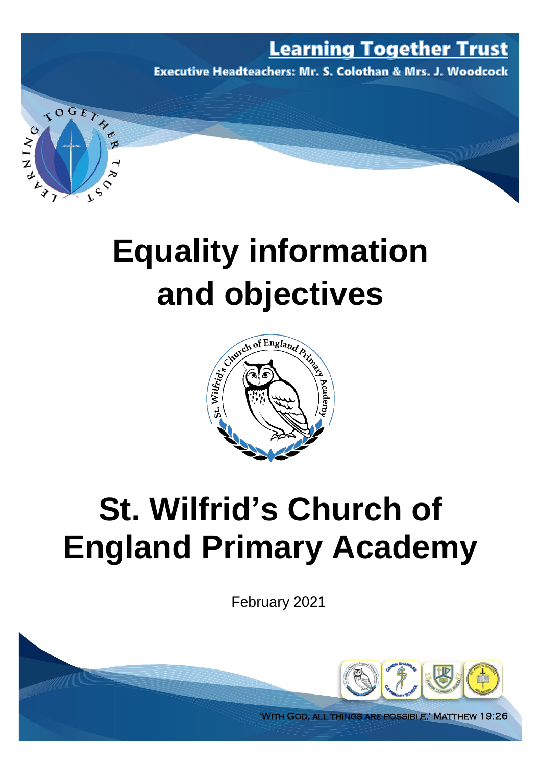**Learning Together Trust**

**Executive Headteachers: Mr. S. Colothan & Mrs. J. Woodcock**

# Equality information and objectives

# St. Wilfrid's Church of England Primary Academy

February 2021

'With God, all things are possible,' Matthew 19:26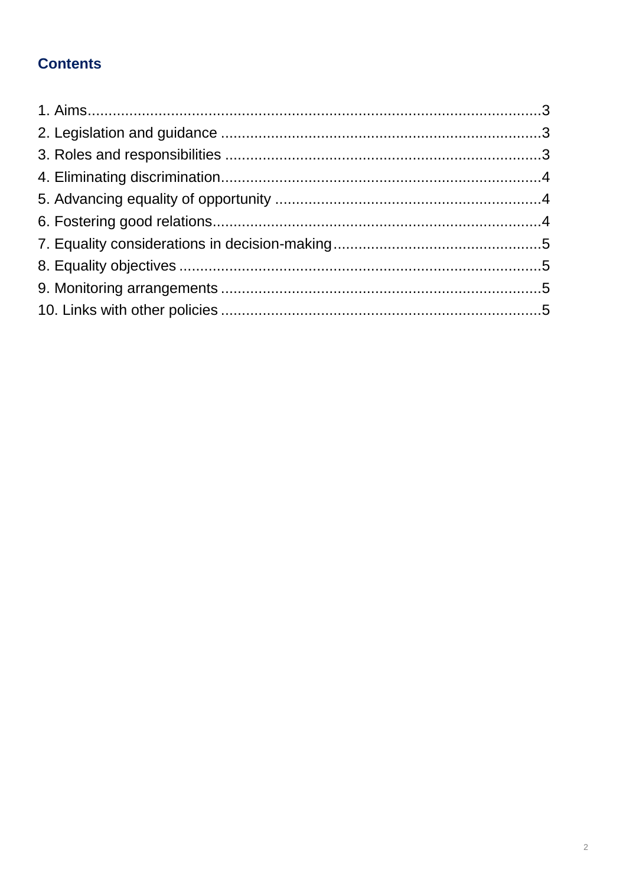## Contents

1. Aims ..... 3
2. Legislation and guidance ..... 3
3. Roles and responsibilities ..... 3
4. Eliminating discrimination ..... 4
5. Advancing equality of opportunity ..... 4
6. Fostering good relations ..... 4
7. Equality considerations in decision-making ..... 5
8. Equality objectives ..... 5
9. Monitoring arrangements ..... 5
10. Links with other policies ..... 5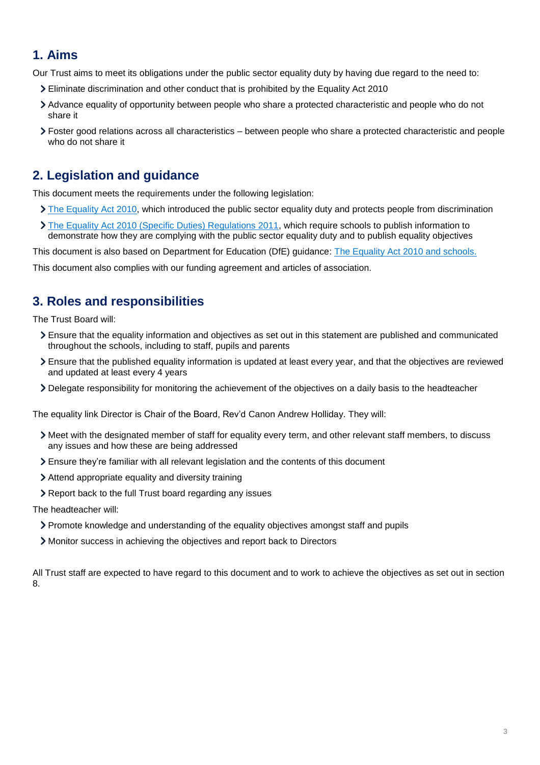## 1. Aims

Our Trust aims to meet its obligations under the public sector equality duty by having due regard to the need to:

- Eliminate discrimination and other conduct that is prohibited by the Equality Act 2010
- Advance equality of opportunity between people who share a protected characteristic and people who do not share it
- Foster good relations across all characteristics – between people who share a protected characteristic and people who do not share it

## 2. Legislation and guidance

This document meets the requirements under the following legislation:

- The Equality Act 2010, which introduced the public sector equality duty and protects people from discrimination
- The Equality Act 2010 (Specific Duties) Regulations 2011, which require schools to publish information to demonstrate how they are complying with the public sector equality duty and to publish equality objectives

This document is also based on Department for Education (DfE) guidance: The Equality Act 2010 and schools.

This document also complies with our funding agreement and articles of association.

## 3. Roles and responsibilities

The Trust Board will:

- Ensure that the equality information and objectives as set out in this statement are published and communicated throughout the schools, including to staff, pupils and parents
- Ensure that the published equality information is updated at least every year, and that the objectives are reviewed and updated at least every 4 years
- Delegate responsibility for monitoring the achievement of the objectives on a daily basis to the headteacher

The equality link Director is Chair of the Board, Rev'd Canon Andrew Holliday. They will:

- Meet with the designated member of staff for equality every term, and other relevant staff members, to discuss any issues and how these are being addressed
- Ensure they're familiar with all relevant legislation and the contents of this document
- Attend appropriate equality and diversity training
- Report back to the full Trust board regarding any issues

The headteacher will:

- Promote knowledge and understanding of the equality objectives amongst staff and pupils
- Monitor success in achieving the objectives and report back to Directors

All Trust staff are expected to have regard to this document and to work to achieve the objectives as set out in section 8.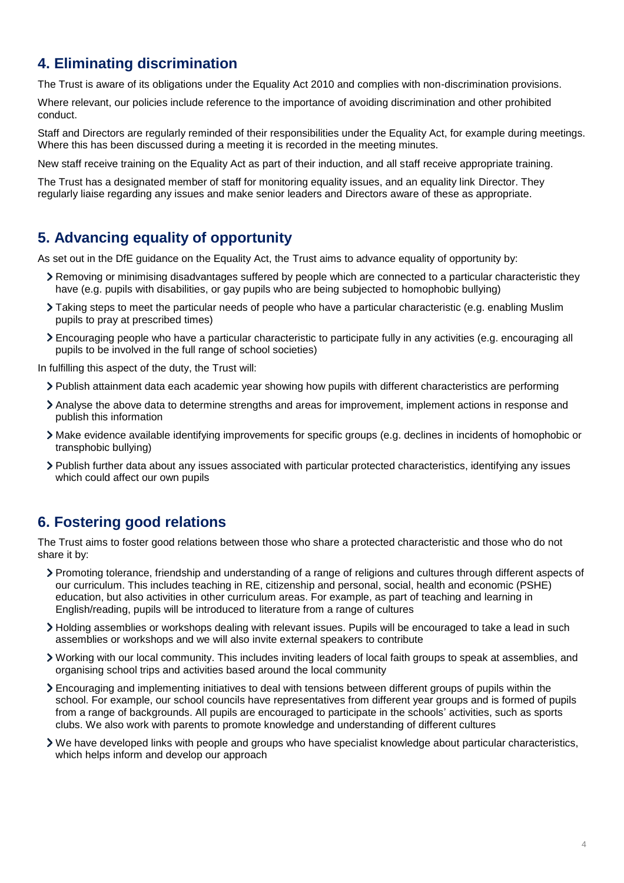## 4. Eliminating discrimination

The Trust is aware of its obligations under the Equality Act 2010 and complies with non-discrimination provisions.

Where relevant, our policies include reference to the importance of avoiding discrimination and other prohibited conduct.

Staff and Directors are regularly reminded of their responsibilities under the Equality Act, for example during meetings. Where this has been discussed during a meeting it is recorded in the meeting minutes.

New staff receive training on the Equality Act as part of their induction, and all staff receive appropriate training.

The Trust has a designated member of staff for monitoring equality issues, and an equality link Director. They regularly liaise regarding any issues and make senior leaders and Directors aware of these as appropriate.

## 5. Advancing equality of opportunity

As set out in the DfE guidance on the Equality Act, the Trust aims to advance equality of opportunity by:

- Removing or minimising disadvantages suffered by people which are connected to a particular characteristic they have (e.g. pupils with disabilities, or gay pupils who are being subjected to homophobic bullying)
- Taking steps to meet the particular needs of people who have a particular characteristic (e.g. enabling Muslim pupils to pray at prescribed times)
- Encouraging people who have a particular characteristic to participate fully in any activities (e.g. encouraging all pupils to be involved in the full range of school societies)

In fulfilling this aspect of the duty, the Trust will:

- Publish attainment data each academic year showing how pupils with different characteristics are performing
- Analyse the above data to determine strengths and areas for improvement, implement actions in response and publish this information
- Make evidence available identifying improvements for specific groups (e.g. declines in incidents of homophobic or transphobic bullying)
- Publish further data about any issues associated with particular protected characteristics, identifying any issues which could affect our own pupils

## 6. Fostering good relations

The Trust aims to foster good relations between those who share a protected characteristic and those who do not share it by:

- Promoting tolerance, friendship and understanding of a range of religions and cultures through different aspects of our curriculum. This includes teaching in RE, citizenship and personal, social, health and economic (PSHE) education, but also activities in other curriculum areas. For example, as part of teaching and learning in English/reading, pupils will be introduced to literature from a range of cultures
- Holding assemblies or workshops dealing with relevant issues. Pupils will be encouraged to take a lead in such assemblies or workshops and we will also invite external speakers to contribute
- Working with our local community. This includes inviting leaders of local faith groups to speak at assemblies, and organising school trips and activities based around the local community
- Encouraging and implementing initiatives to deal with tensions between different groups of pupils within the school. For example, our school councils have representatives from different year groups and is formed of pupils from a range of backgrounds. All pupils are encouraged to participate in the schools' activities, such as sports clubs. We also work with parents to promote knowledge and understanding of different cultures
- We have developed links with people and groups who have specialist knowledge about particular characteristics, which helps inform and develop our approach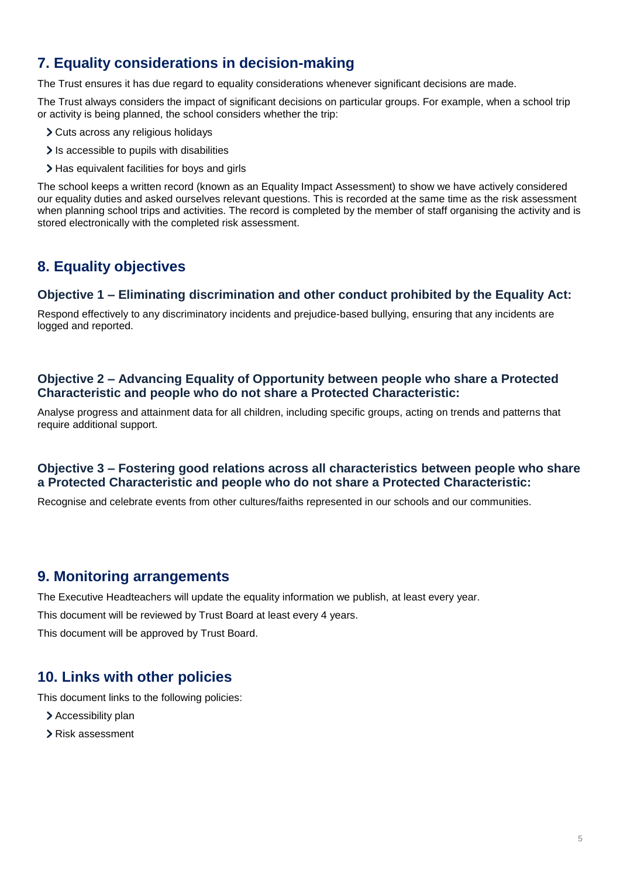## 7. Equality considerations in decision-making

The Trust ensures it has due regard to equality considerations whenever significant decisions are made.

The Trust always considers the impact of significant decisions on particular groups. For example, when a school trip or activity is being planned, the school considers whether the trip:

- Cuts across any religious holidays
- Is accessible to pupils with disabilities
- Has equivalent facilities for boys and girls

The school keeps a written record (known as an Equality Impact Assessment) to show we have actively considered our equality duties and asked ourselves relevant questions. This is recorded at the same time as the risk assessment when planning school trips and activities. The record is completed by the member of staff organising the activity and is stored electronically with the completed risk assessment.

## 8. Equality objectives

### Objective 1 – Eliminating discrimination and other conduct prohibited by the Equality Act:

Respond effectively to any discriminatory incidents and prejudice-based bullying, ensuring that any incidents are logged and reported.

### Objective 2 – Advancing Equality of Opportunity between people who share a Protected Characteristic and people who do not share a Protected Characteristic:

Analyse progress and attainment data for all children, including specific groups, acting on trends and patterns that require additional support.

### Objective 3 – Fostering good relations across all characteristics between people who share a Protected Characteristic and people who do not share a Protected Characteristic:

Recognise and celebrate events from other cultures/faiths represented in our schools and our communities.

## 9. Monitoring arrangements

The Executive Headteachers will update the equality information we publish, at least every year.

This document will be reviewed by Trust Board at least every 4 years.

This document will be approved by Trust Board.

## 10. Links with other policies

This document links to the following policies:

- Accessibility plan
- Risk assessment